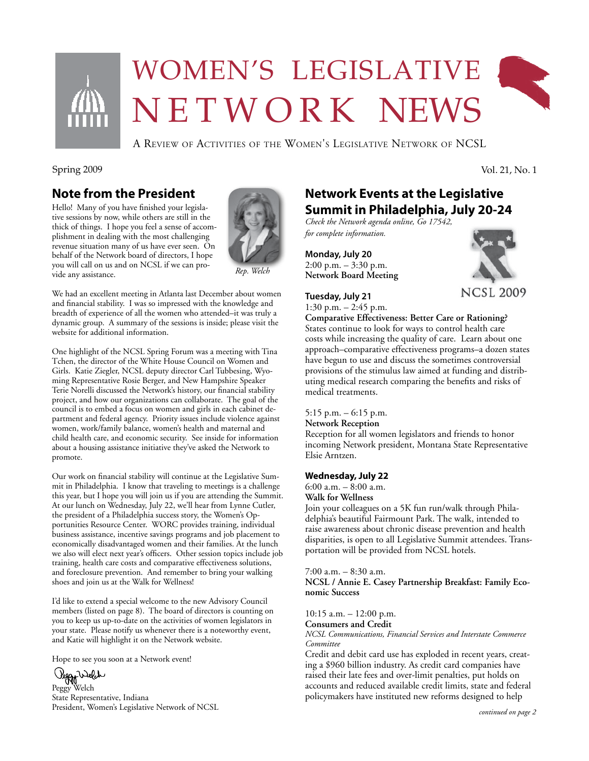# WOMEN'S LEGISLATIVE NETWORK NEWS

A Review of Activities of the Women's Legislative Network of NCSL

Spring 2009

Vol. 21, No. 1

## Note from the President

Hello! Many of you have finished your legislative sessions by now, while others are still in the thick of things. I hope you feel a sense of accomplishment in dealing with the most challenging revenue situation many of us have ever seen. On behalf of the Network board of directors, I hope you will call on us and on NCSL if we can provide any assistance.

*Rep. Welch*

We had an excellent meeting in Atlanta last December about women and financial stability. I was so impressed with the knowledge and breadth of experience of all the women who attended–it was truly a dynamic group. A summary of the sessions is inside; please visit the website for additional information.

One highlight of the NCSL Spring Forum was a meeting with Tina Tchen, the director of the White House Council on Women and Girls. Katie Ziegler, NCSL deputy director Carl Tubbesing, Wyoming Representative Rosie Berger, and New Hampshire Speaker Terie Norelli discussed the Network's history, our financial stability project, and how our organizations can collaborate. The goal of the council is to embed a focus on women and girls in each cabinet department and federal agency. Priority issues include violence against women, work/family balance, women's health and maternal and child health care, and economic security. See inside for information about a housing assistance initiative they've asked the Network to promote.

Our work on financial stability will continue at the Legislative Summit in Philadelphia. I know that traveling to meetings is a challenge this year, but I hope you will join us if you are attending the Summit. At our lunch on Wednesday, July 22, we'll hear from Lynne Cutler, the president of a Philadelphia success story, the Women's Opportunities Resource Center. WORC provides training, individual business assistance, incentive savings programs and job placement to economically disadvantaged women and their families. At the lunch we also will elect next year's officers. Other session topics include job training, health care costs and comparative effectiveness solutions, and foreclosure prevention. And remember to bring your walking shoes and join us at the Walk for Wellness!

I'd like to extend a special welcome to the new Advisory Council members (listed on page 8). The board of directors is counting on you to keep us up-to-date on the activities of women legislators in your state. Please notify us whenever there is a noteworthy event, and Katie will highlight it on the Network website.

Hope to see you soon at a Network event!

Peggy Welch
State Representative, Indiana
President, Women's Legislative Network of NCSL

## Network Events at the Legislative Summit in Philadelphia, July 20-24

*Check the Network agenda online, Go 17542, for complete information.*

NCSL 2009

**Monday, July 20**

2:00 p.m. – 3:30 p.m.
**Network Board Meeting**

**Tuesday, July 21**

1:30 p.m. – 2:45 p.m.
**Comparative Effectiveness: Better Care or Rationing?**
States continue to look for ways to control health care costs while increasing the quality of care. Learn about one approach–comparative effectiveness programs–a dozen states have begun to use and discuss the sometimes controversial provisions of the stimulus law aimed at funding and distributing medical research comparing the benefits and risks of medical treatments.

5:15 p.m. – 6:15 p.m.
**Network Reception**
Reception for all women legislators and friends to honor incoming Network president, Montana State Representative Elsie Arntzen.

**Wednesday, July 22**

6:00 a.m. – 8:00 a.m.
**Walk for Wellness**
Join your colleagues on a 5K fun run/walk through Philadelphia's beautiful Fairmount Park. The walk, intended to raise awareness about chronic disease prevention and health disparities, is open to all Legislative Summit attendees. Transportation will be provided from NCSL hotels.

7:00 a.m. – 8:30 a.m.
**NCSL / Annie E. Casey Partnership Breakfast: Family Economic Success**

10:15 a.m. – 12:00 p.m.
**Consumers and Credit**
*NCSL Communications, Financial Services and Interstate Commerce Committee*
Credit and debit card use has exploded in recent years, creating a $960 billion industry. As credit card companies have raised their late fees and over-limit penalties, put holds on accounts and reduced available credit limits, state and federal policymakers have instituted new reforms designed to help

*continued on page 2*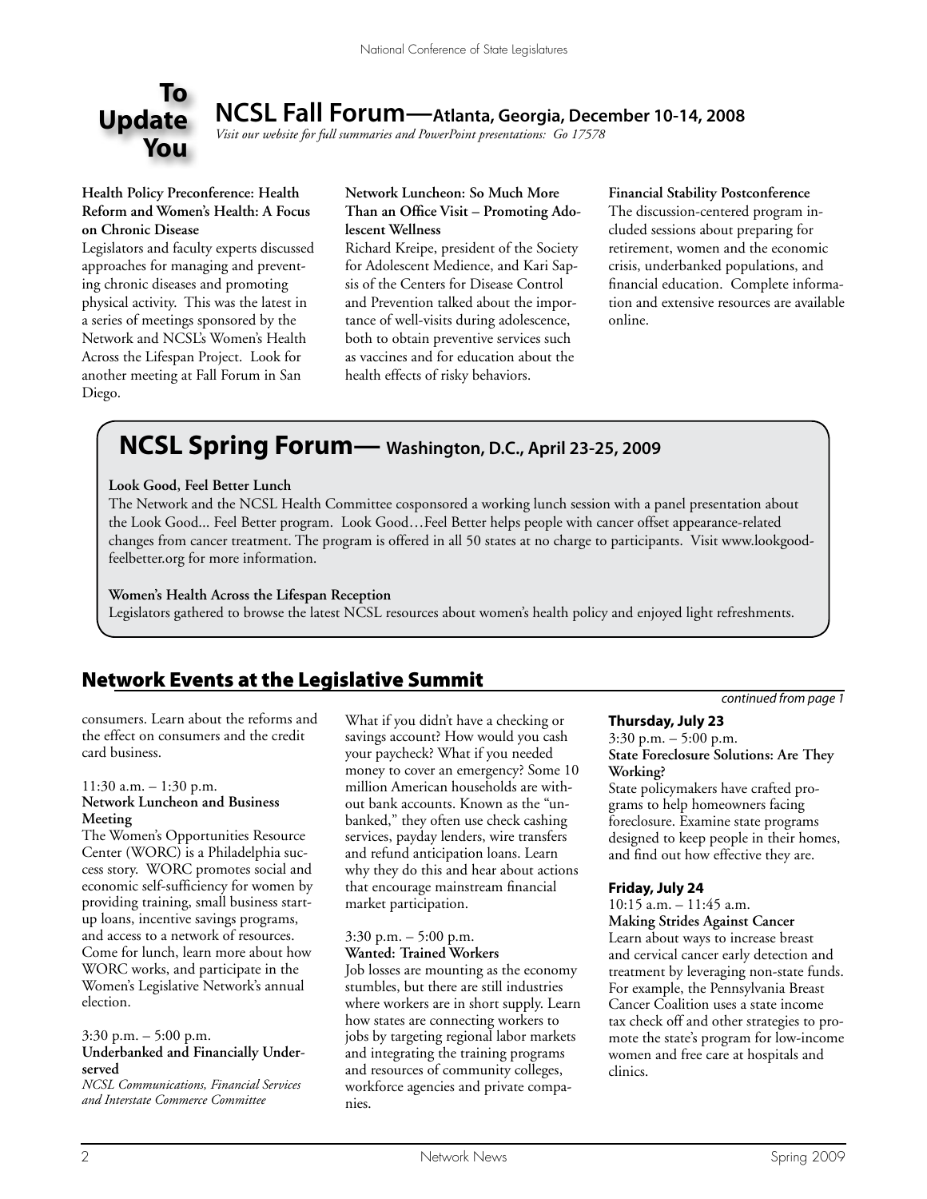**To Update You**

## NCSL Fall Forum—Atlanta, Georgia, December 10-14, 2008

*Visit our website for full summaries and PowerPoint presentations: Go 17578*

**Health Policy Preconference: Health Reform and Women's Health: A Focus on Chronic Disease**

Legislators and faculty experts discussed approaches for managing and preventing chronic diseases and promoting physical activity. This was the latest in a series of meetings sponsored by the Network and NCSL's Women's Health Across the Lifespan Project. Look for another meeting at Fall Forum in San Diego.

**Network Luncheon: So Much More Than an Office Visit – Promoting Adolescent Wellness**

Richard Kreipe, president of the Society for Adolescent Medience, and Kari Sapsis of the Centers for Disease Control and Prevention talked about the importance of well-visits during adolescence, both to obtain preventive services such as vaccines and for education about the health effects of risky behaviors.

**Financial Stability Postconference**

The discussion-centered program included sessions about preparing for retirement, women and the economic crisis, underbanked populations, and financial education. Complete information and extensive resources are available online.

## NCSL Spring Forum— Washington, D.C., April 23-25, 2009

**Look Good, Feel Better Lunch**

The Network and the NCSL Health Committee cosponsored a working lunch session with a panel presentation about the Look Good... Feel Better program. Look Good…Feel Better helps people with cancer offset appearance-related changes from cancer treatment. The program is offered in all 50 states at no charge to participants. Visit www.lookgoodfeelbetter.org for more information.

**Women's Health Across the Lifespan Reception**

Legislators gathered to browse the latest NCSL resources about women's health policy and enjoyed light refreshments.

## Network Events at the Legislative Summit

*continued from page 1*

consumers. Learn about the reforms and the effect on consumers and the credit card business.

11:30 a.m. – 1:30 p.m.
**Network Luncheon and Business Meeting**

The Women's Opportunities Resource Center (WORC) is a Philadelphia success story. WORC promotes social and economic self-sufficiency for women by providing training, small business startup loans, incentive savings programs, and access to a network of resources. Come for lunch, learn more about how WORC works, and participate in the Women's Legislative Network's annual election.

3:30 p.m. – 5:00 p.m.
**Underbanked and Financially Underserved**
*NCSL Communications, Financial Services and Interstate Commerce Committee*

What if you didn't have a checking or savings account? How would you cash your paycheck? What if you needed money to cover an emergency? Some 10 million American households are without bank accounts. Known as the "unbanked," they often use check cashing services, payday lenders, wire transfers and refund anticipation loans. Learn why they do this and hear about actions that encourage mainstream financial market participation.

3:30 p.m. – 5:00 p.m.
**Wanted: Trained Workers**

Job losses are mounting as the economy stumbles, but there are still industries where workers are in short supply. Learn how states are connecting workers to jobs by targeting regional labor markets and integrating the training programs and resources of community colleges, workforce agencies and private companies.

**Thursday, July 23**

3:30 p.m. – 5:00 p.m.
**State Foreclosure Solutions: Are They Working?**

State policymakers have crafted programs to help homeowners facing foreclosure. Examine state programs designed to keep people in their homes, and find out how effective they are.

**Friday, July 24**

10:15 a.m. – 11:45 a.m.
**Making Strides Against Cancer**

Learn about ways to increase breast and cervical cancer early detection and treatment by leveraging non-state funds. For example, the Pennsylvania Breast Cancer Coalition uses a state income tax check off and other strategies to promote the state's program for low-income women and free care at hospitals and clinics.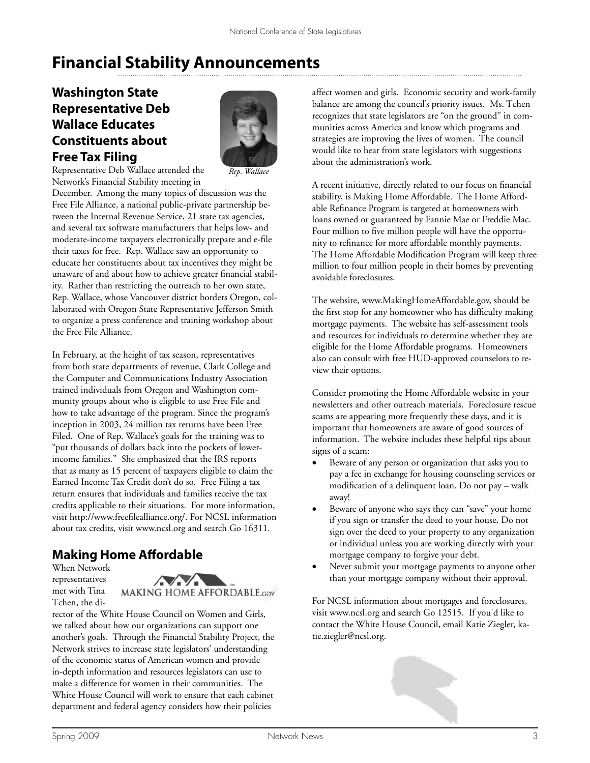# Financial Stability Announcements

## Washington State Representative Deb Wallace Educates Constituents about Free Tax Filing

*Rep. Wallace*

Representative Deb Wallace attended the Network's Financial Stability meeting in December. Among the many topics of discussion was the Free File Alliance, a national public-private partnership between the Internal Revenue Service, 21 state tax agencies, and several tax software manufacturers that helps low- and moderate-income taxpayers electronically prepare and e-file their taxes for free. Rep. Wallace saw an opportunity to educate her constituents about tax incentives they might be unaware of and about how to achieve greater financial stability. Rather than restricting the outreach to her own state, Rep. Wallace, whose Vancouver district borders Oregon, collaborated with Oregon State Representative Jefferson Smith to organize a press conference and training workshop about the Free File Alliance.

In February, at the height of tax season, representatives from both state departments of revenue, Clark College and the Computer and Communications Industry Association trained individuals from Oregon and Washington community groups about who is eligible to use Free File and how to take advantage of the program. Since the program's inception in 2003, 24 million tax returns have been Free Filed. One of Rep. Wallace's goals for the training was to "put thousands of dollars back into the pockets of lower-income families." She emphasized that the IRS reports that as many as 15 percent of taxpayers eligible to claim the Earned Income Tax Credit don't do so. Free Filing a tax return ensures that individuals and families receive the tax credits applicable to their situations. For more information, visit http://www.freefilealliance.org/. For NCSL information about tax credits, visit www.ncsl.org and search Go 16311.

## Making Home Affordable

When Network representatives met with Tina Tchen, the director of the White House Council on Women and Girls, we talked about how our organizations can support one another's goals. Through the Financial Stability Project, the Network strives to increase state legislators' understanding of the economic status of American women and provide in-depth information and resources legislators can use to make a difference for women in their communities. The White House Council will work to ensure that each cabinet department and federal agency considers how their policies affect women and girls. Economic security and work-family balance are among the council's priority issues. Ms. Tchen recognizes that state legislators are "on the ground" in communities across America and know which programs and strategies are improving the lives of women. The council would like to hear from state legislators with suggestions about the administration's work.

A recent initiative, directly related to our focus on financial stability, is Making Home Affordable. The Home Affordable Refinance Program is targeted at homeowners with loans owned or guaranteed by Fannie Mae or Freddie Mac. Four million to five million people will have the opportunity to refinance for more affordable monthly payments. The Home Affordable Modification Program will keep three million to four million people in their homes by preventing avoidable foreclosures.

The website, www.MakingHomeAffordable.gov, should be the first stop for any homeowner who has difficulty making mortgage payments. The website has self-assessment tools and resources for individuals to determine whether they are eligible for the Home Affordable programs. Homeowners also can consult with free HUD-approved counselors to review their options.

Consider promoting the Home Affordable website in your newsletters and other outreach materials. Foreclosure rescue scams are appearing more frequently these days, and it is important that homeowners are aware of good sources of information. The website includes these helpful tips about signs of a scam:

- Beware of any person or organization that asks you to pay a fee in exchange for housing counseling services or modification of a delinquent loan. Do not pay – walk away!
- Beware of anyone who says they can "save" your home if you sign or transfer the deed to your house. Do not sign over the deed to your property to any organization or individual unless you are working directly with your mortgage company to forgive your debt.
- Never submit your mortgage payments to anyone other than your mortgage company without their approval.

For NCSL information about mortgages and foreclosures, visit www.ncsl.org and search Go 12515. If you'd like to contact the White House Council, email Katie Ziegler, katie.ziegler@ncsl.org.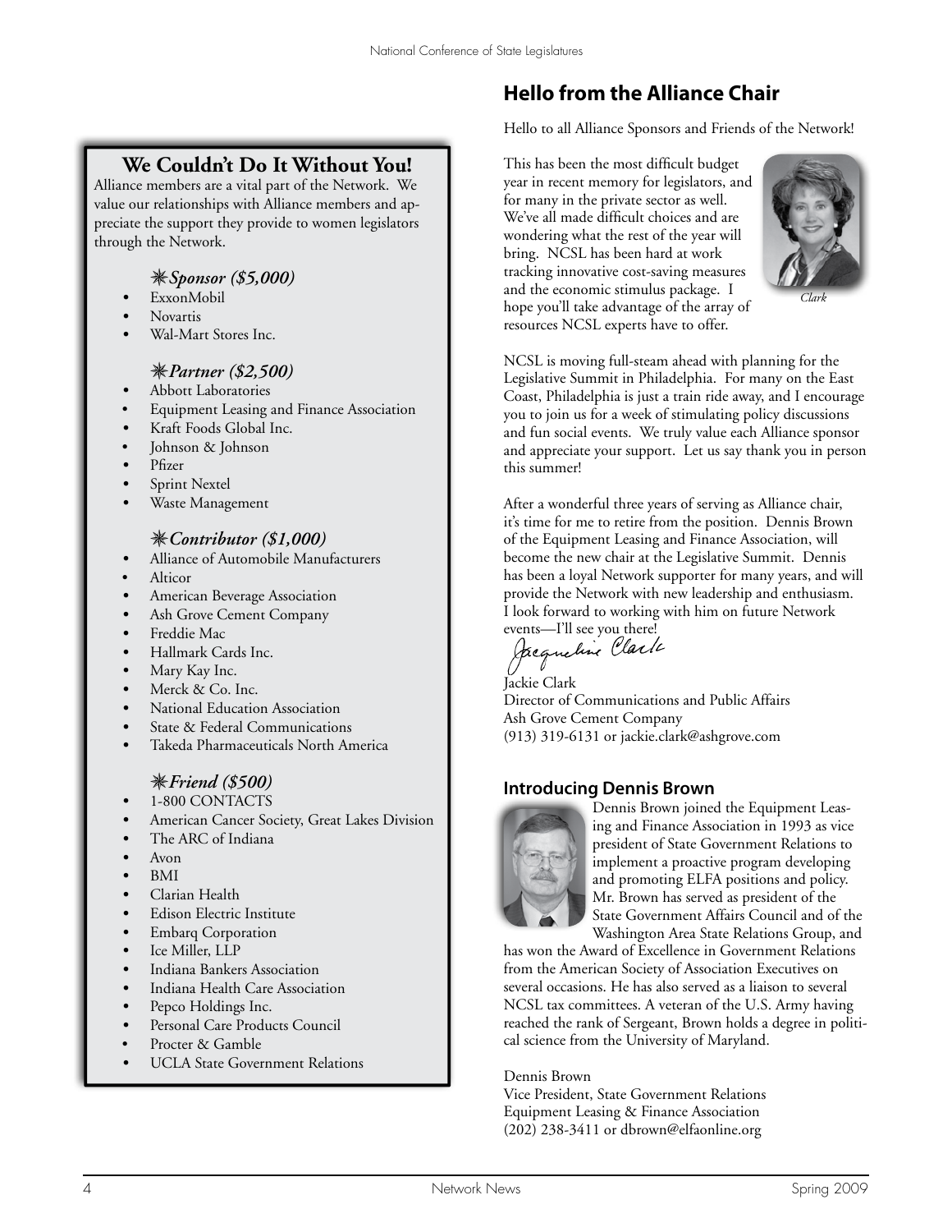## We Couldn't Do It Without You!

Alliance members are a vital part of the Network. We value our relationships with Alliance members and appreciate the support they provide to women legislators through the Network.

### *Sponsor ($5,000)*

- ExxonMobil
- Novartis
- Wal-Mart Stores Inc.

### *Partner ($2,500)*

- Abbott Laboratories
- Equipment Leasing and Finance Association
- Kraft Foods Global Inc.
- Johnson & Johnson
- Pfizer
- Sprint Nextel
- Waste Management

### *Contributor ($1,000)*

- Alliance of Automobile Manufacturers
- Alticor
- American Beverage Association
- Ash Grove Cement Company
- Freddie Mac
- Hallmark Cards Inc.
- Mary Kay Inc.
- Merck & Co. Inc.
- National Education Association
- State & Federal Communications
- Takeda Pharmaceuticals North America

### *Friend ($500)*

- 1-800 CONTACTS
- American Cancer Society, Great Lakes Division
- The ARC of Indiana
- Avon
- BMI
- Clarian Health
- Edison Electric Institute
- Embarq Corporation
- Ice Miller, LLP
- Indiana Bankers Association
- Indiana Health Care Association
- Pepco Holdings Inc.
- Personal Care Products Council
- Procter & Gamble
- UCLA State Government Relations

## Hello from the Alliance Chair

Hello to all Alliance Sponsors and Friends of the Network!

This has been the most difficult budget year in recent memory for legislators, and for many in the private sector as well. We've all made difficult choices and are wondering what the rest of the year will bring. NCSL has been hard at work tracking innovative cost-saving measures and the economic stimulus package. I hope you'll take advantage of the array of resources NCSL experts have to offer.

*Clark*

NCSL is moving full-steam ahead with planning for the Legislative Summit in Philadelphia. For many on the East Coast, Philadelphia is just a train ride away, and I encourage you to join us for a week of stimulating policy discussions and fun social events. We truly value each Alliance sponsor and appreciate your support. Let us say thank you in person this summer!

After a wonderful three years of serving as Alliance chair, it's time for me to retire from the position. Dennis Brown of the Equipment Leasing and Finance Association, will become the new chair at the Legislative Summit. Dennis has been a loyal Network supporter for many years, and will provide the Network with new leadership and enthusiasm. I look forward to working with him on future Network events—I'll see you there!

*Jacqueline Clark*

Jackie Clark
Director of Communications and Public Affairs
Ash Grove Cement Company
(913) 319-6131 or jackie.clark@ashgrove.com

### Introducing Dennis Brown

Dennis Brown joined the Equipment Leasing and Finance Association in 1993 as vice president of State Government Relations to implement a proactive program developing and promoting ELFA positions and policy. Mr. Brown has served as president of the State Government Affairs Council and of the Washington Area State Relations Group, and has won the Award of Excellence in Government Relations from the American Society of Association Executives on several occasions. He has also served as a liaison to several NCSL tax committees. A veteran of the U.S. Army having reached the rank of Sergeant, Brown holds a degree in political science from the University of Maryland.

Dennis Brown
Vice President, State Government Relations
Equipment Leasing & Finance Association
(202) 238-3411 or dbrown@elfaonline.org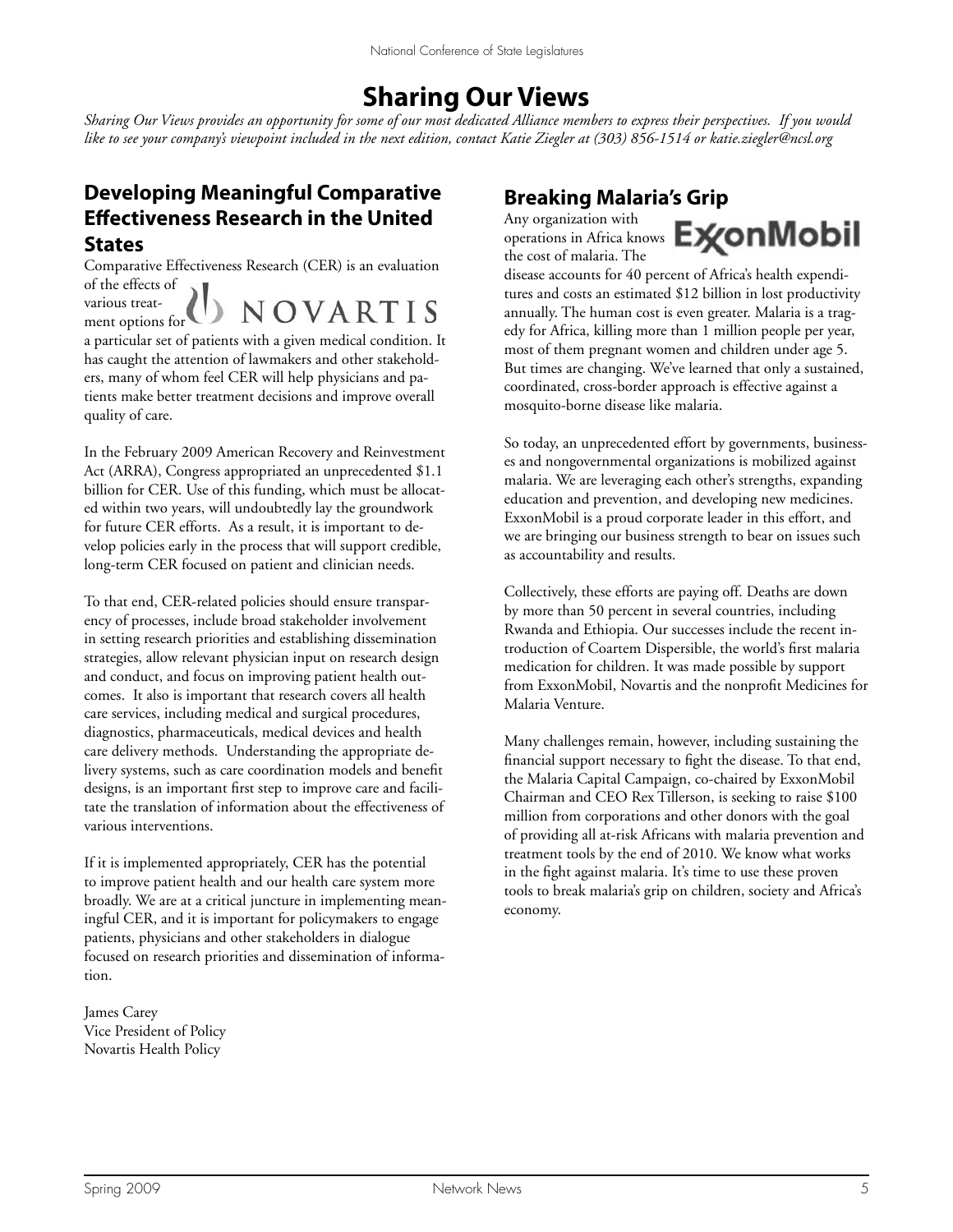# Sharing Our Views

*Sharing Our Views provides an opportunity for some of our most dedicated Alliance members to express their perspectives. If you would like to see your company's viewpoint included in the next edition, contact Katie Ziegler at (303) 856-1514 or katie.ziegler@ncsl.org*

## Developing Meaningful Comparative Effectiveness Research in the United States

NOVARTIS

Comparative Effectiveness Research (CER) is an evaluation of the effects of various treatment options for a particular set of patients with a given medical condition. It has caught the attention of lawmakers and other stakeholders, many of whom feel CER will help physicians and patients make better treatment decisions and improve overall quality of care.

In the February 2009 American Recovery and Reinvestment Act (ARRA), Congress appropriated an unprecedented $1.1 billion for CER. Use of this funding, which must be allocated within two years, will undoubtedly lay the groundwork for future CER efforts. As a result, it is important to develop policies early in the process that will support credible, long-term CER focused on patient and clinician needs.

To that end, CER-related policies should ensure transparency of processes, include broad stakeholder involvement in setting research priorities and establishing dissemination strategies, allow relevant physician input on research design and conduct, and focus on improving patient health outcomes. It also is important that research covers all health care services, including medical and surgical procedures, diagnostics, pharmaceuticals, medical devices and health care delivery methods. Understanding the appropriate delivery systems, such as care coordination models and benefit designs, is an important first step to improve care and facilitate the translation of information about the effectiveness of various interventions.

If it is implemented appropriately, CER has the potential to improve patient health and our health care system more broadly. We are at a critical juncture in implementing meaningful CER, and it is important for policymakers to engage patients, physicians and other stakeholders in dialogue focused on research priorities and dissemination of information.

James Carey
Vice President of Policy
Novartis Health Policy

## Breaking Malaria's Grip

ExxonMobil

Any organization with operations in Africa knows the cost of malaria. The disease accounts for 40 percent of Africa's health expenditures and costs an estimated $12 billion in lost productivity annually. The human cost is even greater. Malaria is a tragedy for Africa, killing more than 1 million people per year, most of them pregnant women and children under age 5. But times are changing. We've learned that only a sustained, coordinated, cross-border approach is effective against a mosquito-borne disease like malaria.

So today, an unprecedented effort by governments, businesses and nongovernmental organizations is mobilized against malaria. We are leveraging each other's strengths, expanding education and prevention, and developing new medicines. ExxonMobil is a proud corporate leader in this effort, and we are bringing our business strength to bear on issues such as accountability and results.

Collectively, these efforts are paying off. Deaths are down by more than 50 percent in several countries, including Rwanda and Ethiopia. Our successes include the recent introduction of Coartem Dispersible, the world's first malaria medication for children. It was made possible by support from ExxonMobil, Novartis and the nonprofit Medicines for Malaria Venture.

Many challenges remain, however, including sustaining the financial support necessary to fight the disease. To that end, the Malaria Capital Campaign, co-chaired by ExxonMobil Chairman and CEO Rex Tillerson, is seeking to raise $100 million from corporations and other donors with the goal of providing all at-risk Africans with malaria prevention and treatment tools by the end of 2010. We know what works in the fight against malaria. It's time to use these proven tools to break malaria's grip on children, society and Africa's economy.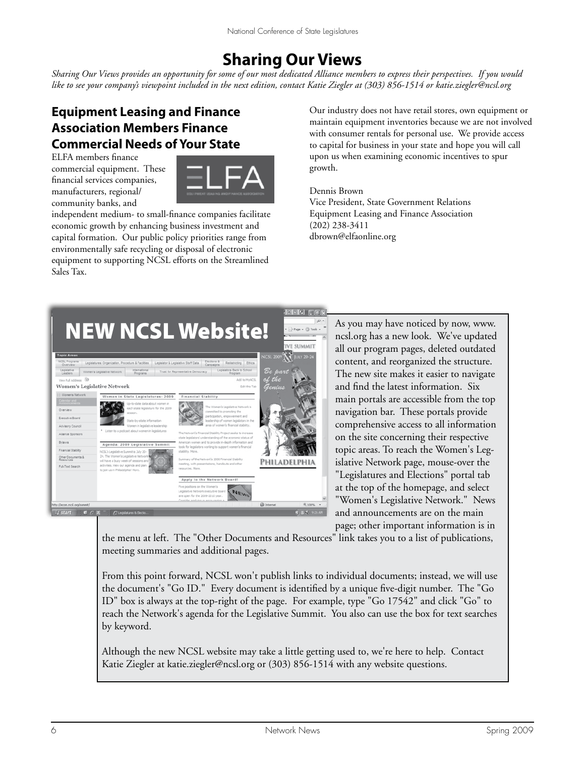# Sharing Our Views

*Sharing Our Views provides an opportunity for some of our most dedicated Alliance members to express their perspectives. If you would like to see your company's viewpoint included in the next edition, contact Katie Ziegler at (303) 856-1514 or katie.ziegler@ncsl.org*

## Equipment Leasing and Finance Association Members Finance Commercial Needs of Your State

ELFA members finance commercial equipment. These financial services companies, manufacturers, regional/community banks, and independent medium- to small-finance companies facilitate economic growth by enhancing business investment and capital formation. Our public policy priorities range from environmentally safe recycling or disposal of electronic equipment to supporting NCSL efforts on the Streamlined Sales Tax.

Our industry does not have retail stores, own equipment or maintain equipment inventories because we are not involved with consumer rentals for personal use. We provide access to capital for business in your state and hope you will call upon us when examining economic incentives to spur growth.

Dennis Brown
Vice President, State Government Relations
Equipment Leasing and Finance Association
(202) 238-3411
dbrown@elfaonline.org

## NEW NCSL Website!

As you may have noticed by now, www.ncsl.org has a new look. We've updated all our program pages, deleted outdated content, and reorganized the structure. The new site makes it easier to navigate and find the latest information. Six main portals are accessible from the top navigation bar. These portals provide comprehensive access to all information on the site concerning their respective topic areas. To reach the Women's Legislative Network page, mouse-over the "Legislatures and Elections" portal tab at the top of the homepage, and select "Women's Legislative Network." News and announcements are on the main page; other important information is in the menu at left. The "Other Documents and Resources" link takes you to a list of publications, meeting summaries and additional pages.

From this point forward, NCSL won't publish links to individual documents; instead, we will use the document's "Go ID." Every document is identified by a unique five-digit number. The "Go ID" box is always at the top-right of the page. For example, type "Go 17542" and click "Go" to reach the Network's agenda for the Legislative Summit. You also can use the box for text searches by keyword.

Although the new NCSL website may take a little getting used to, we're here to help. Contact Katie Ziegler at katie.ziegler@ncsl.org or (303) 856-1514 with any website questions.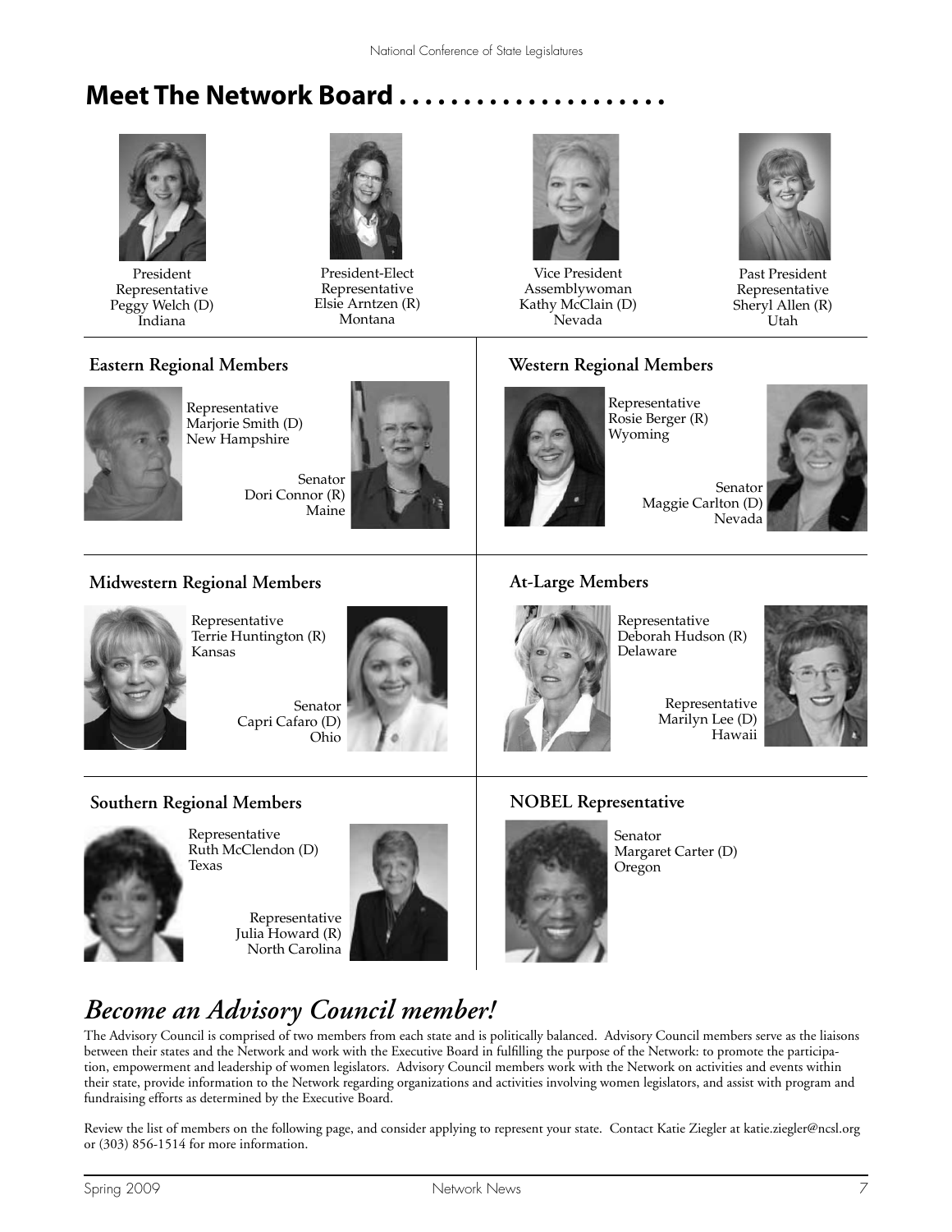## Meet The Network Board . . . . . . . . . . . . . . . . . . . .

President
Representative
Peggy Welch (D)
Indiana

President-Elect
Representative
Elsie Arntzen (R)
Montana

Vice President
Assemblywoman
Kathy McClain (D)
Nevada

Past President
Representative
Sheryl Allen (R)
Utah

### Eastern Regional Members

Representative
Marjorie Smith (D)
New Hampshire

Senator
Dori Connor (R)
Maine

### Western Regional Members

Representative
Rosie Berger (R)
Wyoming

Senator
Maggie Carlton (D)
Nevada

### Midwestern Regional Members

Representative
Terrie Huntington (R)
Kansas

Senator
Capri Cafaro (D)
Ohio

### At-Large Members

Representative
Deborah Hudson (R)
Delaware

Representative
Marilyn Lee (D)
Hawaii

### Southern Regional Members

Representative
Ruth McClendon (D)
Texas

Representative
Julia Howard (R)
North Carolina

### NOBEL Representative

Senator
Margaret Carter (D)
Oregon

## *Become an Advisory Council member!*

The Advisory Council is comprised of two members from each state and is politically balanced. Advisory Council members serve as the liaisons between their states and the Network and work with the Executive Board in fulfilling the purpose of the Network: to promote the participation, empowerment and leadership of women legislators. Advisory Council members work with the Network on activities and events within their state, provide information to the Network regarding organizations and activities involving women legislators, and assist with program and fundraising efforts as determined by the Executive Board.

Review the list of members on the following page, and consider applying to represent your state. Contact Katie Ziegler at katie.ziegler@ncsl.org or (303) 856-1514 for more information.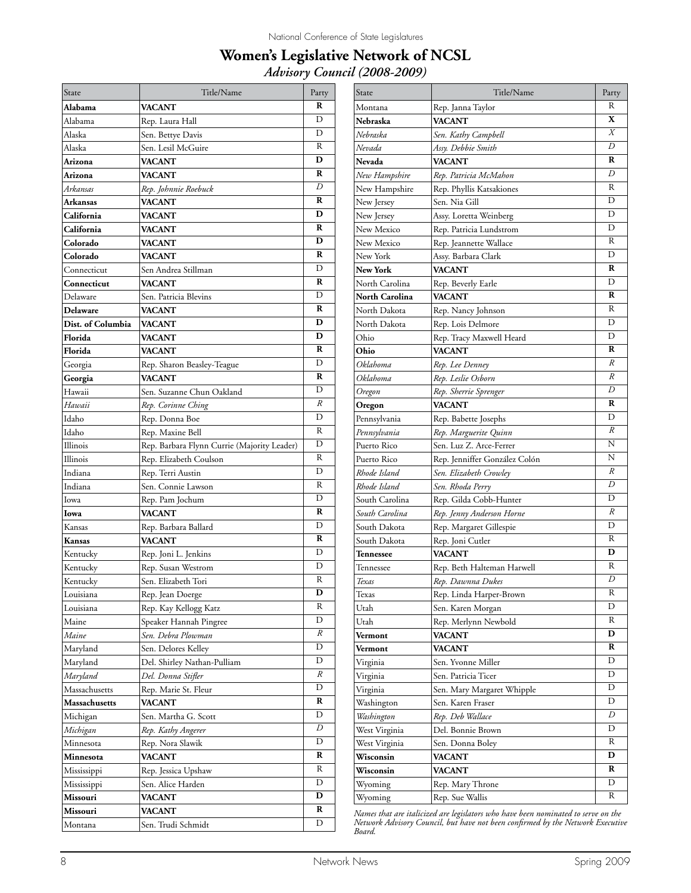# Women's Legislative Network of NCSL

## *Advisory Council (2008-2009)*

| State | Title/Name | Party |
|---|---|---|
| **Alabama** | **VACANT** | **R** |
| Alabama | Rep. Laura Hall | D |
| Alaska | Sen. Bettye Davis | D |
| Alaska | Sen. Lesil McGuire | R |
| **Arizona** | **VACANT** | **D** |
| **Arizona** | **VACANT** | **R** |
| *Arkansas* | *Rep. Johnnie Roebuck* | *D* |
| **Arkansas** | **VACANT** | **R** |
| **California** | **VACANT** | **D** |
| **California** | **VACANT** | **R** |
| **Colorado** | **VACANT** | **D** |
| **Colorado** | **VACANT** | **R** |
| Connecticut | Sen Andrea Stillman | D |
| **Connecticut** | **VACANT** | **R** |
| Delaware | Sen. Patricia Blevins | D |
| **Delaware** | **VACANT** | **R** |
| **Dist. of Columbia** | **VACANT** | **D** |
| **Florida** | **VACANT** | **D** |
| **Florida** | **VACANT** | **R** |
| Georgia | Rep. Sharon Beasley-Teague | D |
| **Georgia** | **VACANT** | **R** |
| Hawaii | Sen. Suzanne Chun Oakland | D |
| *Hawaii* | *Rep. Corinne Ching* | *R* |
| Idaho | Rep. Donna Boe | D |
| Idaho | Rep. Maxine Bell | R |
| Illinois | Rep. Barbara Flynn Currie (Majority Leader) | D |
| Illinois | Rep. Elizabeth Coulson | R |
| Indiana | Rep. Terri Austin | D |
| Indiana | Sen. Connie Lawson | R |
| Iowa | Rep. Pam Jochum | D |
| **Iowa** | **VACANT** | **R** |
| Kansas | Rep. Barbara Ballard | D |
| **Kansas** | **VACANT** | **R** |
| Kentucky | Rep. Joni L. Jenkins | D |
| Kentucky | Rep. Susan Westrom | D |
| Kentucky | Sen. Elizabeth Tori | R |
| Louisiana | Rep. Jean Doerge | **D** |
| Louisiana | Rep. Kay Kellogg Katz | R |
| Maine | Speaker Hannah Pingree | D |
| *Maine* | *Sen. Debra Plowman* | *R* |
| Maryland | Sen. Delores Kelley | D |
| Maryland | Del. Shirley Nathan-Pulliam | D |
| *Maryland* | *Del. Donna Stifler* | *R* |
| Massachusetts | Rep. Marie St. Fleur | D |
| **Massachusetts** | **VACANT** | **R** |
| Michigan | Sen. Martha G. Scott | D |
| *Michigan* | *Rep. Kathy Angerer* | *D* |
| Minnesota | Rep. Nora Slawik | D |
| **Minnesota** | **VACANT** | **R** |
| Mississippi | Rep. Jessica Upshaw | R |
| Mississippi | Sen. Alice Harden | D |
| **Missouri** | **VACANT** | **D** |
| **Missouri** | **VACANT** | **R** |
| Montana | Sen. Trudi Schmidt | D |
| Montana | Rep. Janna Taylor | R |
| **Nebraska** | **VACANT** | **X** |
| *Nebraska* | *Sen. Kathy Campbell* | *X* |
| *Nevada* | *Assy. Debbie Smith* | *D* |
| **Nevada** | **VACANT** | **R** |
| *New Hampshire* | *Rep. Patricia McMahon* | *D* |
| New Hampshire | Rep. Phyllis Katsakiones | R |
| New Jersey | Sen. Nia Gill | D |
| New Jersey | Assy. Loretta Weinberg | D |
| New Mexico | Rep. Patricia Lundstrom | D |
| New Mexico | Rep. Jeannette Wallace | R |
| New York | Assy. Barbara Clark | D |
| **New York** | **VACANT** | **R** |
| North Carolina | Rep. Beverly Earle | D |
| **North Carolina** | **VACANT** | **R** |
| North Dakota | Rep. Nancy Johnson | R |
| North Dakota | Rep. Lois Delmore | D |
| Ohio | Rep. Tracy Maxwell Heard | D |
| **Ohio** | **VACANT** | **R** |
| *Oklahoma* | *Rep. Lee Denney* | *R* |
| *Oklahoma* | *Rep. Leslie Osborn* | *R* |
| *Oregon* | *Rep. Sherrie Sprenger* | *D* |
| **Oregon** | **VACANT** | **R** |
| Pennsylvania | Rep. Babette Josephs | D |
| *Pennsylvania* | *Rep. Marguerite Quinn* | *R* |
| Puerto Rico | Sen. Luz Z. Arce-Ferrer | N |
| Puerto Rico | Rep. Jenniffer González Colón | N |
| *Rhode Island* | *Sen. Elizabeth Crowley* | *R* |
| *Rhode Island* | *Sen. Rhoda Perry* | *D* |
| South Carolina | Rep. Gilda Cobb-Hunter | D |
| *South Carolina* | *Rep. Jenny Anderson Horne* | *R* |
| South Dakota | Rep. Margaret Gillespie | D |
| South Dakota | Rep. Joni Cutler | R |
| **Tennessee** | **VACANT** | **D** |
| Tennessee | Rep. Beth Halteman Harwell | R |
| *Texas* | *Rep. Dawnna Dukes* | *D* |
| Texas | Rep. Linda Harper-Brown | R |
| Utah | Sen. Karen Morgan | D |
| Utah | Rep. Merlynn Newbold | R |
| **Vermont** | **VACANT** | **D** |
| **Vermont** | **VACANT** | **R** |
| Virginia | Sen. Yvonne Miller | D |
| Virginia | Sen. Patricia Ticer | D |
| Virginia | Sen. Mary Margaret Whipple | D |
| Washington | Sen. Karen Fraser | D |
| *Washington* | *Rep. Deb Wallace* | *D* |
| West Virginia | Del. Bonnie Brown | D |
| West Virginia | Sen. Donna Boley | R |
| **Wisconsin** | **VACANT** | **D** |
| **Wisconsin** | **VACANT** | **R** |
| Wyoming | Rep. Mary Throne | D |
| Wyoming | Rep. Sue Wallis | R |

*Names that are italicized are legislators who have been nominated to serve on the Network Advisory Council, but have not been confirmed by the Network Executive Board.*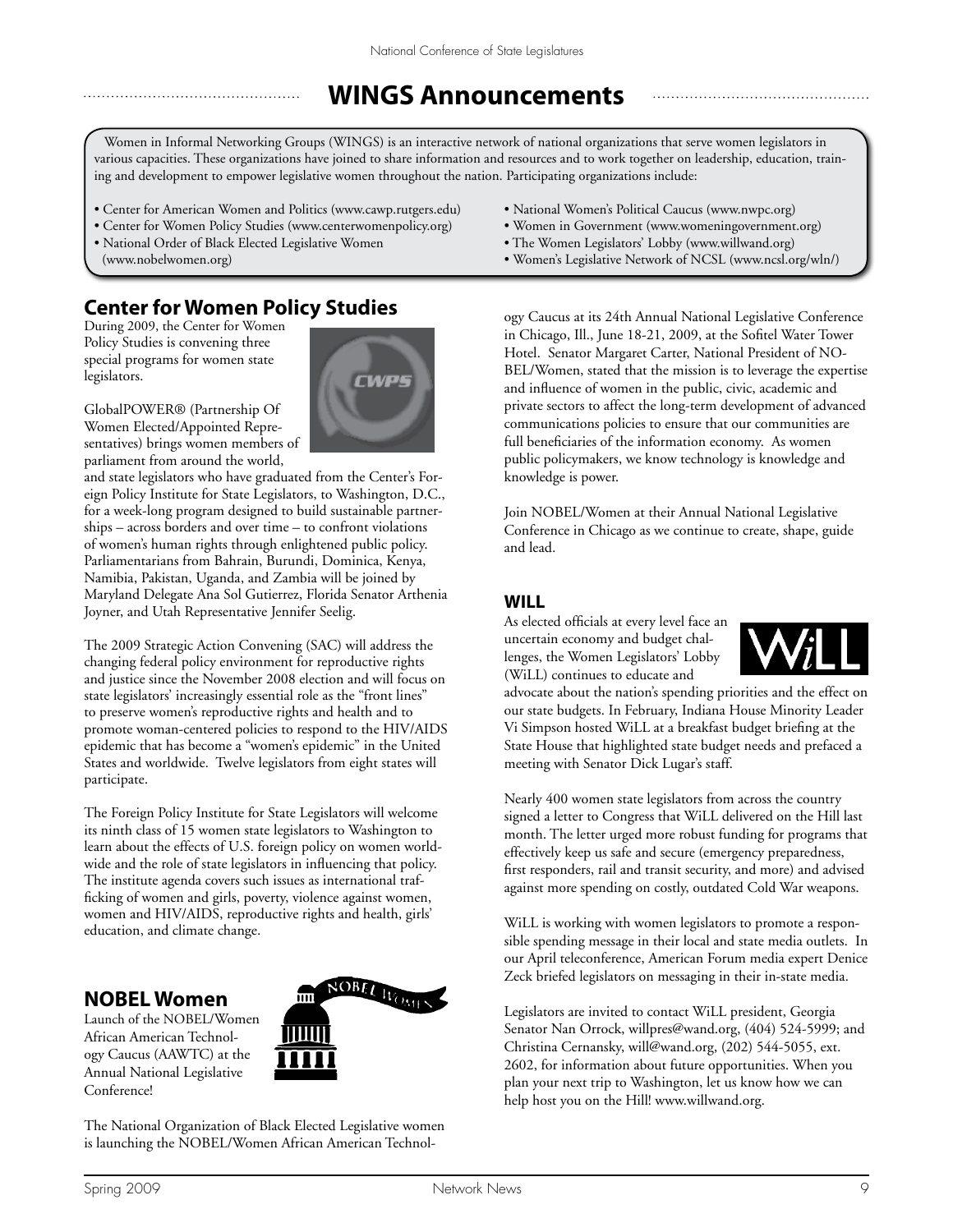# WINGS Announcements

Women in Informal Networking Groups (WINGS) is an interactive network of national organizations that serve women legislators in various capacities. These organizations have joined to share information and resources and to work together on leadership, education, training and development to empower legislative women throughout the nation. Participating organizations include:

- Center for American Women and Politics (www.cawp.rutgers.edu)
- Center for Women Policy Studies (www.centerwomenpolicy.org)
- National Order of Black Elected Legislative Women (www.nobelwomen.org)
- National Women's Political Caucus (www.nwpc.org)
- Women in Government (www.womeningovernment.org)
- The Women Legislators' Lobby (www.willwand.org)
- Women's Legislative Network of NCSL (www.ncsl.org/wln/)

## Center for Women Policy Studies

During 2009, the Center for Women Policy Studies is convening three special programs for women state legislators.

GlobalPOWER® (Partnership Of Women Elected/Appointed Representatives) brings women members of parliament from around the world, and state legislators who have graduated from the Center's Foreign Policy Institute for State Legislators, to Washington, D.C., for a week-long program designed to build sustainable partnerships – across borders and over time – to confront violations of women's human rights through enlightened public policy. Parliamentarians from Bahrain, Burundi, Dominica, Kenya, Namibia, Pakistan, Uganda, and Zambia will be joined by Maryland Delegate Ana Sol Gutierrez, Florida Senator Arthenia Joyner, and Utah Representative Jennifer Seelig.

The 2009 Strategic Action Convening (SAC) will address the changing federal policy environment for reproductive rights and justice since the November 2008 election and will focus on state legislators' increasingly essential role as the "front lines" to preserve women's reproductive rights and health and to promote woman-centered policies to respond to the HIV/AIDS epidemic that has become a "women's epidemic" in the United States and worldwide. Twelve legislators from eight states will participate.

The Foreign Policy Institute for State Legislators will welcome its ninth class of 15 women state legislators to Washington to learn about the effects of U.S. foreign policy on women worldwide and the role of state legislators in influencing that policy. The institute agenda covers such issues as international trafficking of women and girls, poverty, violence against women, women and HIV/AIDS, reproductive rights and health, girls' education, and climate change.

## NOBEL Women

Launch of the NOBEL/Women African American Technology Caucus (AAWTC) at the Annual National Legislative Conference!

The National Organization of Black Elected Legislative women is launching the NOBEL/Women African American Technology Caucus at its 24th Annual National Legislative Conference in Chicago, Ill., June 18-21, 2009, at the Sofitel Water Tower Hotel. Senator Margaret Carter, National President of NOBEL/Women, stated that the mission is to leverage the expertise and influence of women in the public, civic, academic and private sectors to affect the long-term development of advanced communications policies to ensure that our communities are full beneficiaries of the information economy. As women public policymakers, we know technology is knowledge and knowledge is power.

Join NOBEL/Women at their Annual National Legislative Conference in Chicago as we continue to create, shape, guide and lead.

## WILL

As elected officials at every level face an uncertain economy and budget challenges, the Women Legislators' Lobby (WiLL) continues to educate and advocate about the nation's spending priorities and the effect on our state budgets. In February, Indiana House Minority Leader Vi Simpson hosted WiLL at a breakfast budget briefing at the State House that highlighted state budget needs and prefaced a meeting with Senator Dick Lugar's staff.

Nearly 400 women state legislators from across the country signed a letter to Congress that WiLL delivered on the Hill last month. The letter urged more robust funding for programs that effectively keep us safe and secure (emergency preparedness, first responders, rail and transit security, and more) and advised against more spending on costly, outdated Cold War weapons.

WiLL is working with women legislators to promote a responsible spending message in their local and state media outlets. In our April teleconference, American Forum media expert Denice Zeck briefed legislators on messaging in their in-state media.

Legislators are invited to contact WiLL president, Georgia Senator Nan Orrock, willpres@wand.org, (404) 524-5999; and Christina Cernansky, will@wand.org, (202) 544-5055, ext. 2602, for information about future opportunities. When you plan your next trip to Washington, let us know how we can help host you on the Hill! www.willwand.org.